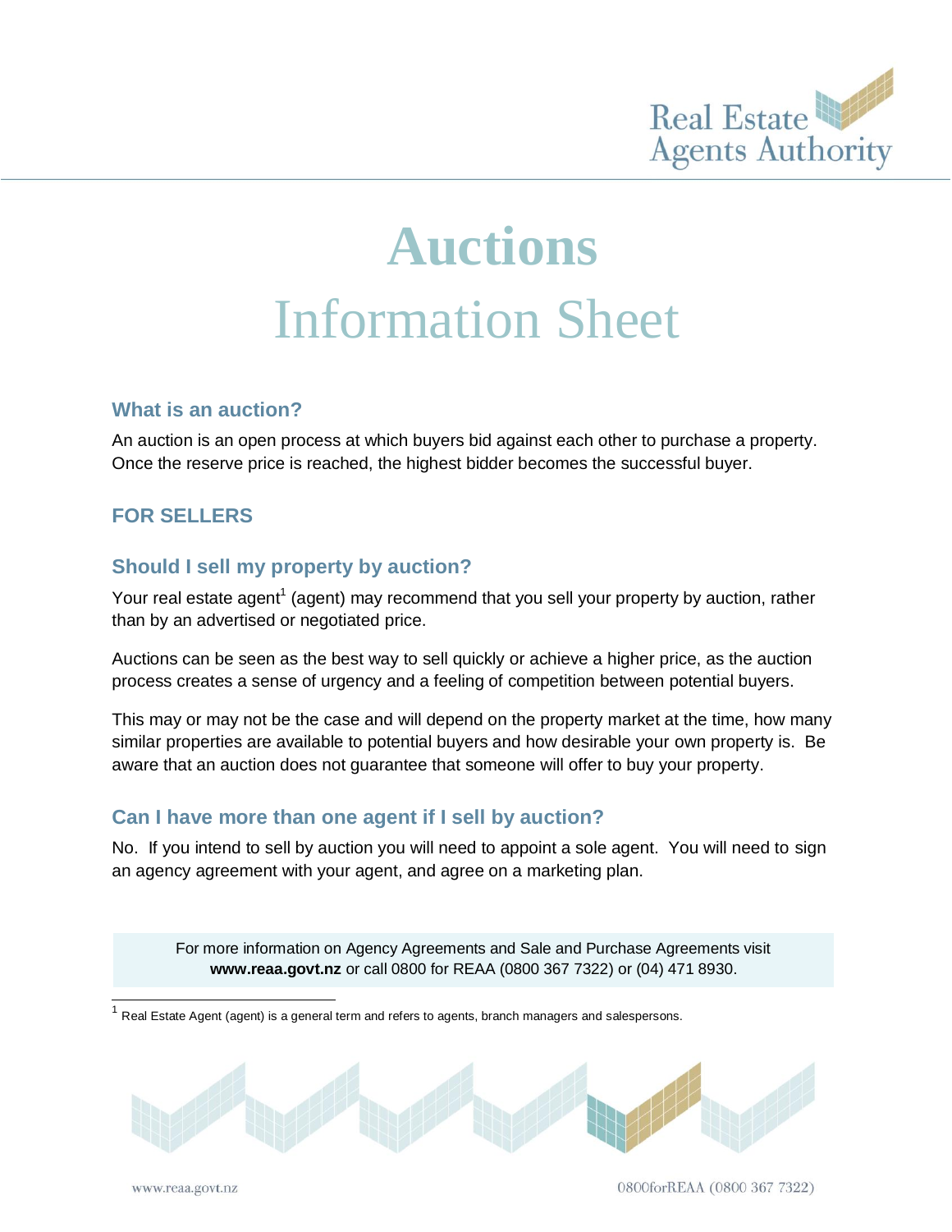# Auctions
# Information Sheet

## What is an auction?

An auction is an open process at which buyers bid against each other to purchase a property. Once the reserve price is reached, the highest bidder becomes the successful buyer.

## FOR SELLERS

### Should I sell my property by auction?

Your real estate agent[1] (agent) may recommend that you sell your property by auction, rather than by an advertised or negotiated price.

Auctions can be seen as the best way to sell quickly or achieve a higher price, as the auction process creates a sense of urgency and a feeling of competition between potential buyers.

This may or may not be the case and will depend on the property market at the time, how many similar properties are available to potential buyers and how desirable your own property is. Be aware that an auction does not guarantee that someone will offer to buy your property.

### Can I have more than one agent if I sell by auction?

No. If you intend to sell by auction you will need to appoint a sole agent. You will need to sign an agency agreement with your agent, and agree on a marketing plan.

For more information on Agency Agreements and Sale and Purchase Agreements visit **www.reaa.govt.nz** or call 0800 for REAA (0800 367 7322) or (04) 471 8930.

[1] Real Estate Agent (agent) is a general term and refers to agents, branch managers and salespersons.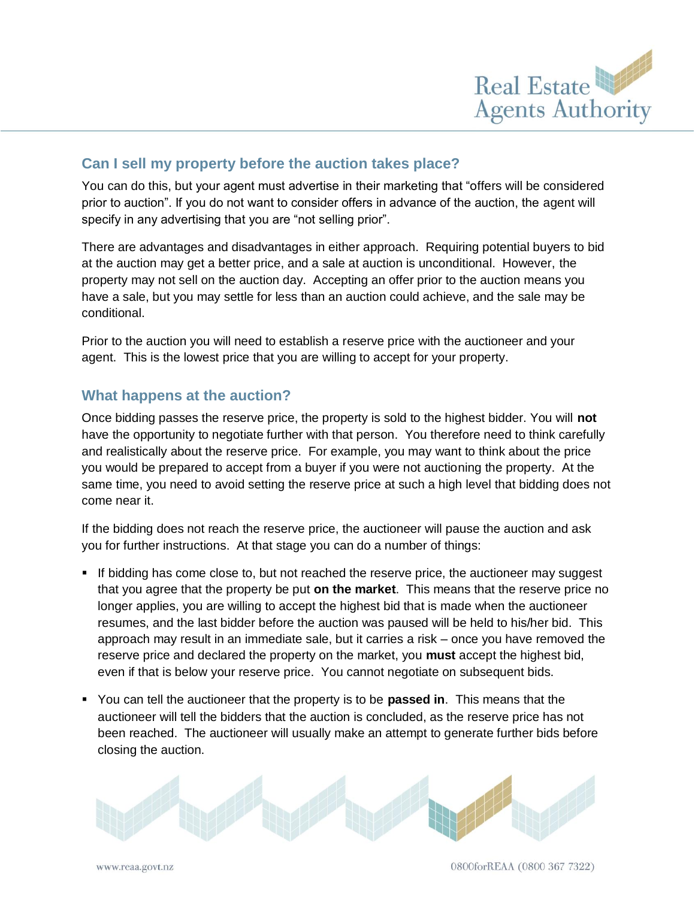## Can I sell my property before the auction takes place?

You can do this, but your agent must advertise in their marketing that "offers will be considered prior to auction". If you do not want to consider offers in advance of the auction, the agent will specify in any advertising that you are "not selling prior".

There are advantages and disadvantages in either approach. Requiring potential buyers to bid at the auction may get a better price, and a sale at auction is unconditional. However, the property may not sell on the auction day. Accepting an offer prior to the auction means you have a sale, but you may settle for less than an auction could achieve, and the sale may be conditional.

Prior to the auction you will need to establish a reserve price with the auctioneer and your agent. This is the lowest price that you are willing to accept for your property.

## What happens at the auction?

Once bidding passes the reserve price, the property is sold to the highest bidder. You will **not** have the opportunity to negotiate further with that person. You therefore need to think carefully and realistically about the reserve price. For example, you may want to think about the price you would be prepared to accept from a buyer if you were not auctioning the property. At the same time, you need to avoid setting the reserve price at such a high level that bidding does not come near it.

If the bidding does not reach the reserve price, the auctioneer will pause the auction and ask you for further instructions. At that stage you can do a number of things:

- If bidding has come close to, but not reached the reserve price, the auctioneer may suggest that you agree that the property be put **on the market**. This means that the reserve price no longer applies, you are willing to accept the highest bid that is made when the auctioneer resumes, and the last bidder before the auction was paused will be held to his/her bid. This approach may result in an immediate sale, but it carries a risk – once you have removed the reserve price and declared the property on the market, you **must** accept the highest bid, even if that is below your reserve price. You cannot negotiate on subsequent bids.
- You can tell the auctioneer that the property is to be **passed in**. This means that the auctioneer will tell the bidders that the auction is concluded, as the reserve price has not been reached. The auctioneer will usually make an attempt to generate further bids before closing the auction.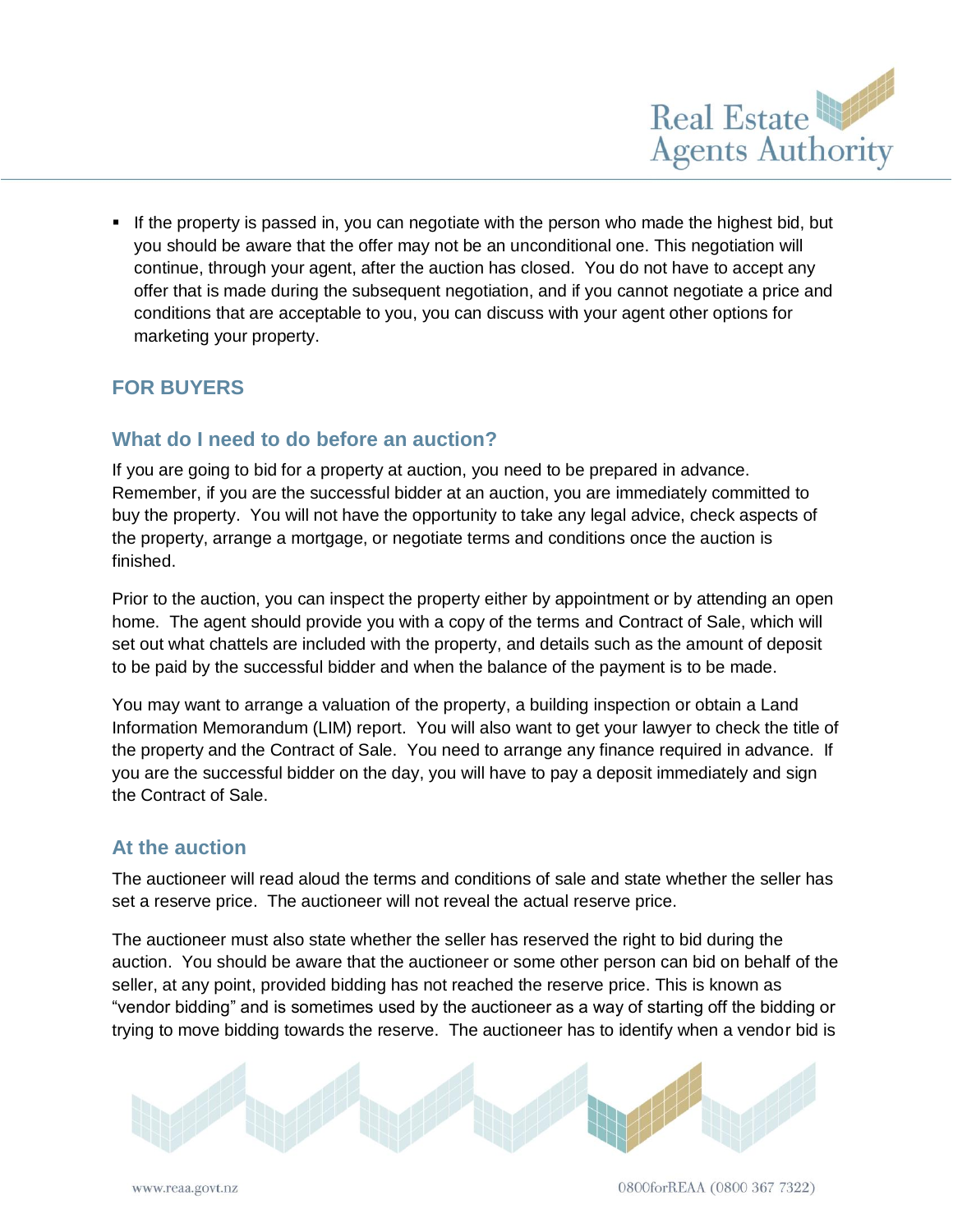- If the property is passed in, you can negotiate with the person who made the highest bid, but you should be aware that the offer may not be an unconditional one. This negotiation will continue, through your agent, after the auction has closed. You do not have to accept any offer that is made during the subsequent negotiation, and if you cannot negotiate a price and conditions that are acceptable to you, you can discuss with your agent other options for marketing your property.

## FOR BUYERS

### What do I need to do before an auction?

If you are going to bid for a property at auction, you need to be prepared in advance. Remember, if you are the successful bidder at an auction, you are immediately committed to buy the property. You will not have the opportunity to take any legal advice, check aspects of the property, arrange a mortgage, or negotiate terms and conditions once the auction is finished.

Prior to the auction, you can inspect the property either by appointment or by attending an open home. The agent should provide you with a copy of the terms and Contract of Sale, which will set out what chattels are included with the property, and details such as the amount of deposit to be paid by the successful bidder and when the balance of the payment is to be made.

You may want to arrange a valuation of the property, a building inspection or obtain a Land Information Memorandum (LIM) report. You will also want to get your lawyer to check the title of the property and the Contract of Sale. You need to arrange any finance required in advance. If you are the successful bidder on the day, you will have to pay a deposit immediately and sign the Contract of Sale.

### At the auction

The auctioneer will read aloud the terms and conditions of sale and state whether the seller has set a reserve price. The auctioneer will not reveal the actual reserve price.

The auctioneer must also state whether the seller has reserved the right to bid during the auction. You should be aware that the auctioneer or some other person can bid on behalf of the seller, at any point, provided bidding has not reached the reserve price. This is known as "vendor bidding" and is sometimes used by the auctioneer as a way of starting off the bidding or trying to move bidding towards the reserve. The auctioneer has to identify when a vendor bid is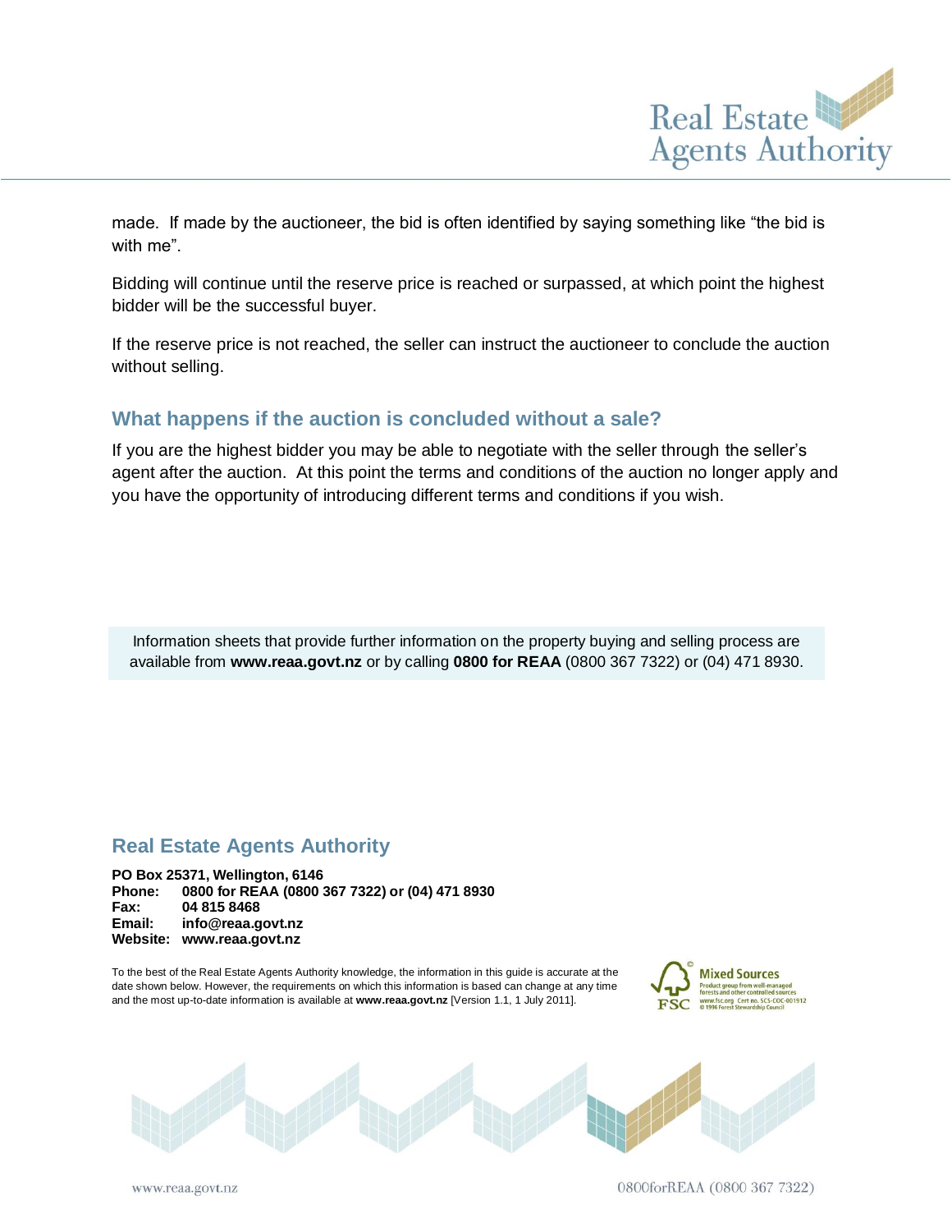made. If made by the auctioneer, the bid is often identified by saying something like "the bid is with me".

Bidding will continue until the reserve price is reached or surpassed, at which point the highest bidder will be the successful buyer.

If the reserve price is not reached, the seller can instruct the auctioneer to conclude the auction without selling.

## What happens if the auction is concluded without a sale?

If you are the highest bidder you may be able to negotiate with the seller through the seller's agent after the auction. At this point the terms and conditions of the auction no longer apply and you have the opportunity of introducing different terms and conditions if you wish.

Information sheets that provide further information on the property buying and selling process are available from **www.reaa.govt.nz** or by calling **0800 for REAA** (0800 367 7322) or (04) 471 8930.

## Real Estate Agents Authority

**PO Box 25371, Wellington, 6146**
**Phone: 0800 for REAA (0800 367 7322) or (04) 471 8930**
**Fax: 04 815 8468**
**Email: info@reaa.govt.nz**
**Website: www.reaa.govt.nz**

To the best of the Real Estate Agents Authority knowledge, the information in this guide is accurate at the date shown below. However, the requirements on which this information is based can change at any time and the most up-to-date information is available at **www.reaa.govt.nz** [Version 1.1, 1 July 2011].

Mixed Sources
Product group from well-managed forests and other controlled sources
www.fsc.org Cert no. SCS-COC-001912
© 1996 Forest Stewardship Council